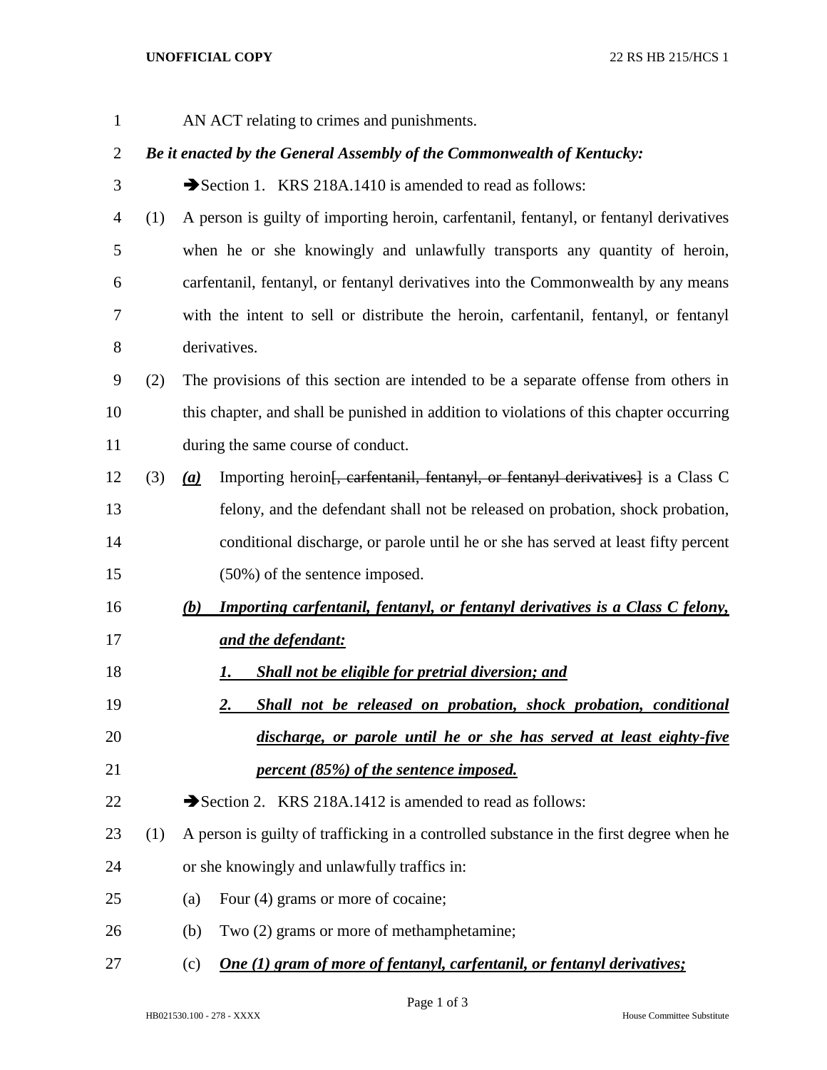AN ACT relating to crimes and punishments.

***Be it enacted by the General Assembly of the Commonwealth of Kentucky:***

➔Section 1. KRS 218A.1410 is amended to read as follows:

(1) A person is guilty of importing heroin, carfentanil, fentanyl, or fentanyl derivatives when he or she knowingly and unlawfully transports any quantity of heroin, carfentanil, fentanyl, or fentanyl derivatives into the Commonwealth by any means with the intent to sell or distribute the heroin, carfentanil, fentanyl, or fentanyl derivatives.

(2) The provisions of this section are intended to be a separate offense from others in this chapter, and shall be punished in addition to violations of this chapter occurring during the same course of conduct.

(3) ***<u>(a)</u>*** Importing heroin~~[, carfentanil, fentanyl, or fentanyl derivatives]~~ is a Class C felony, and the defendant shall not be released on probation, shock probation, conditional discharge, or parole until he or she has served at least fifty percent (50%) of the sentence imposed.

***<u>(b) Importing carfentanil, fentanyl, or fentanyl derivatives is a Class C felony, and the defendant:</u>***

***<u>1. Shall not be eligible for pretrial diversion; and</u>***

***<u>2. Shall not be released on probation, shock probation, conditional discharge, or parole until he or she has served at least eighty-five percent (85%) of the sentence imposed.</u>***

➔Section 2. KRS 218A.1412 is amended to read as follows:

(1) A person is guilty of trafficking in a controlled substance in the first degree when he or she knowingly and unlawfully traffics in:

(a) Four (4) grams or more of cocaine;

(b) Two (2) grams or more of methamphetamine;

(c) ***<u>One (1) gram of more of fentanyl, carfentanil, or fentanyl derivatives;</u>***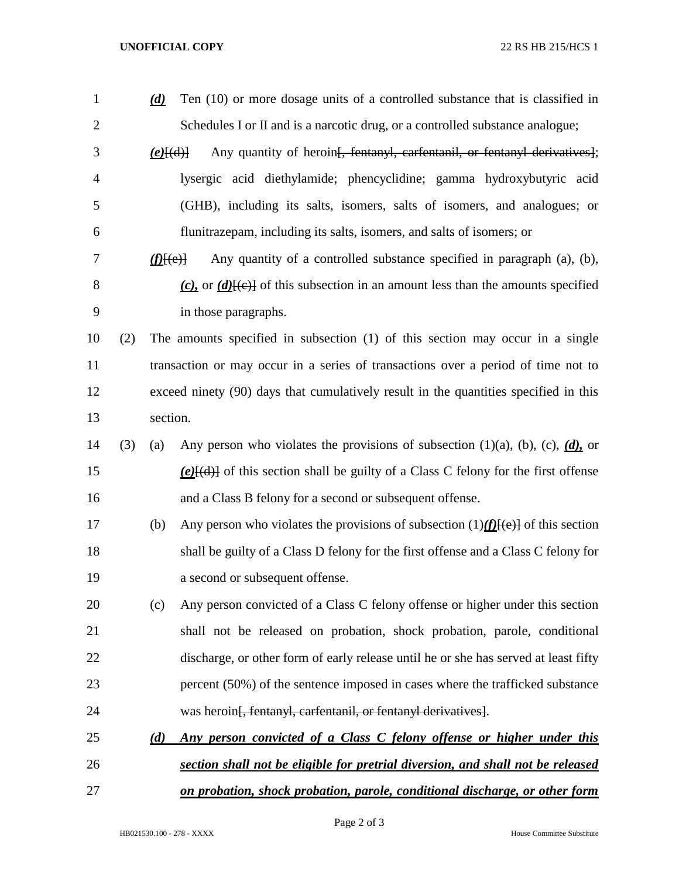*(d)* Ten (10) or more dosage units of a controlled substance that is classified in Schedules I or II and is a narcotic drug, or a controlled substance analogue;

*(e)*[(d)] Any quantity of heroin~~[, fentanyl, carfentanil, or fentanyl derivatives]~~; lysergic acid diethylamide; phencyclidine; gamma hydroxybutyric acid (GHB), including its salts, isomers, salts of isomers, and analogues; or flunitrazepam, including its salts, isomers, and salts of isomers; or

*(f)*[(e)] Any quantity of a controlled substance specified in paragraph (a), (b), *(c),* or *(d)*[(c)] of this subsection in an amount less than the amounts specified in those paragraphs.

(2) The amounts specified in subsection (1) of this section may occur in a single transaction or may occur in a series of transactions over a period of time not to exceed ninety (90) days that cumulatively result in the quantities specified in this section.

(3) (a) Any person who violates the provisions of subsection (1)(a), (b), (c), *(d),* or *(e)*[(d)] of this section shall be guilty of a Class C felony for the first offense and a Class B felony for a second or subsequent offense.

(b) Any person who violates the provisions of subsection (1)*(f)*[(e)] of this section shall be guilty of a Class D felony for the first offense and a Class C felony for a second or subsequent offense.

(c) Any person convicted of a Class C felony offense or higher under this section shall not be released on probation, shock probation, parole, conditional discharge, or other form of early release until he or she has served at least fifty percent (50%) of the sentence imposed in cases where the trafficked substance was heroin~~[, fentanyl, carfentanil, or fentanyl derivatives]~~.

***(d) Any person convicted of a Class C felony offense or higher under this section shall not be eligible for pretrial diversion, and shall not be released on probation, shock probation, parole, conditional discharge, or other form***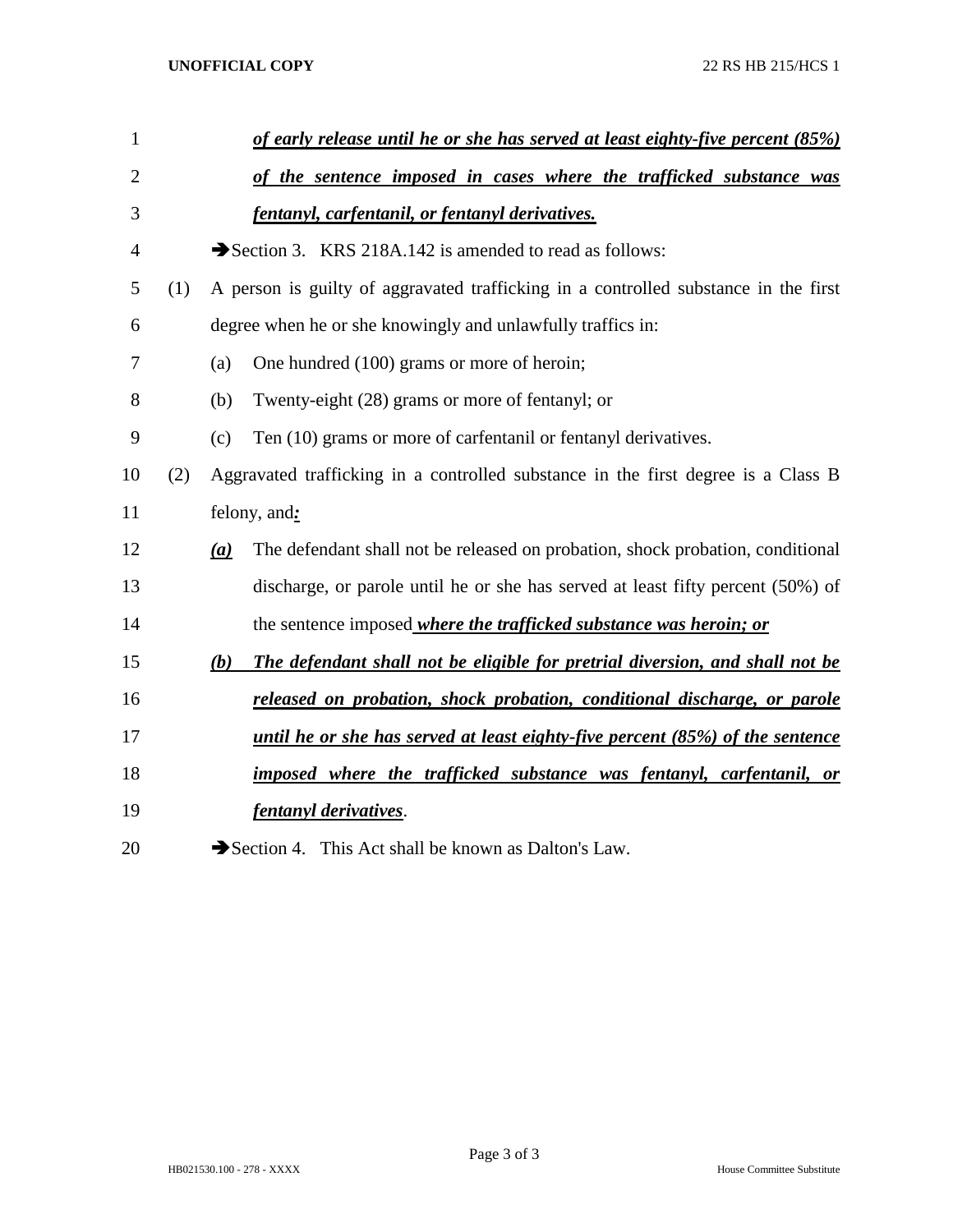***of early release until he or she has served at least eighty-five percent (85%) of the sentence imposed in cases where the trafficked substance was fentanyl, carfentanil, or fentanyl derivatives.***

→Section 3. KRS 218A.142 is amended to read as follows:

(1) A person is guilty of aggravated trafficking in a controlled substance in the first degree when he or she knowingly and unlawfully traffics in:

(a) One hundred (100) grams or more of heroin;

(b) Twenty-eight (28) grams or more of fentanyl; or

(c) Ten (10) grams or more of carfentanil or fentanyl derivatives.

(2) Aggravated trafficking in a controlled substance in the first degree is a Class B felony, and***:***

***(a)*** The defendant shall not be released on probation, shock probation, conditional discharge, or parole until he or she has served at least fifty percent (50%) of the sentence imposed ***where the trafficked substance was heroin; or***

***(b) The defendant shall not be eligible for pretrial diversion, and shall not be released on probation, shock probation, conditional discharge, or parole until he or she has served at least eighty-five percent (85%) of the sentence imposed where the trafficked substance was fentanyl, carfentanil, or fentanyl derivatives***.

→Section 4. This Act shall be known as Dalton's Law.